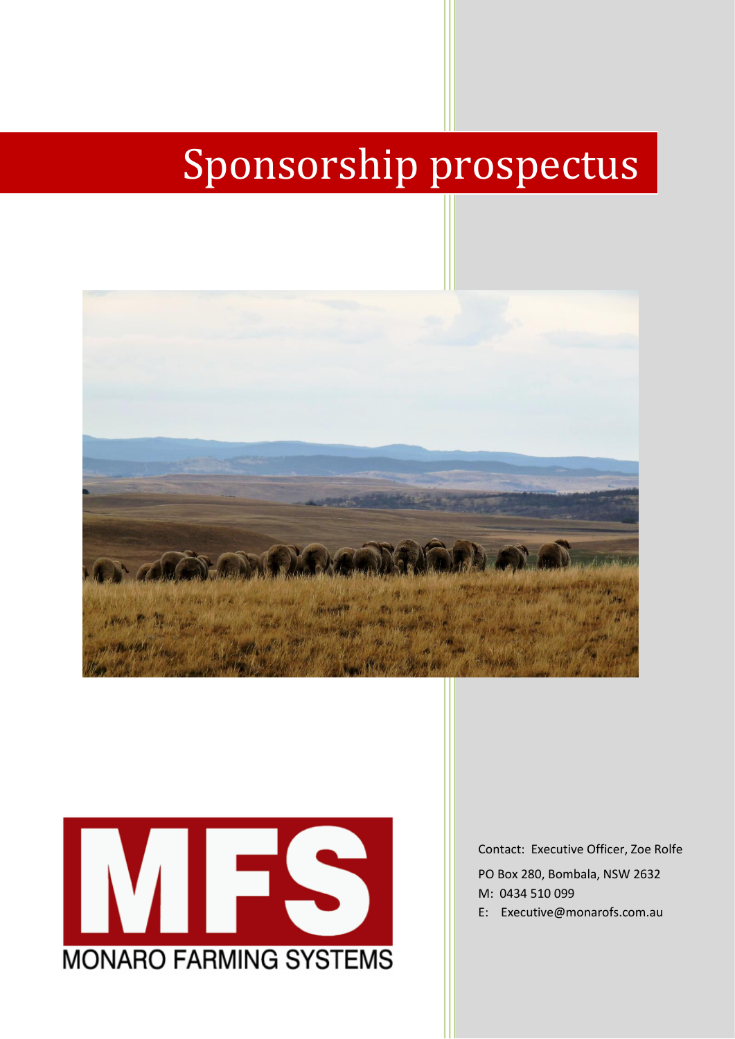# Sponsorship prospectus

MFS

MONARO FARMING SYSTEMS

Contact: Executive Officer, Zoe Rolfe

PO Box 280, Bombala, NSW 2632

M: 0434 510 099

E: Executive@monarofs.com.au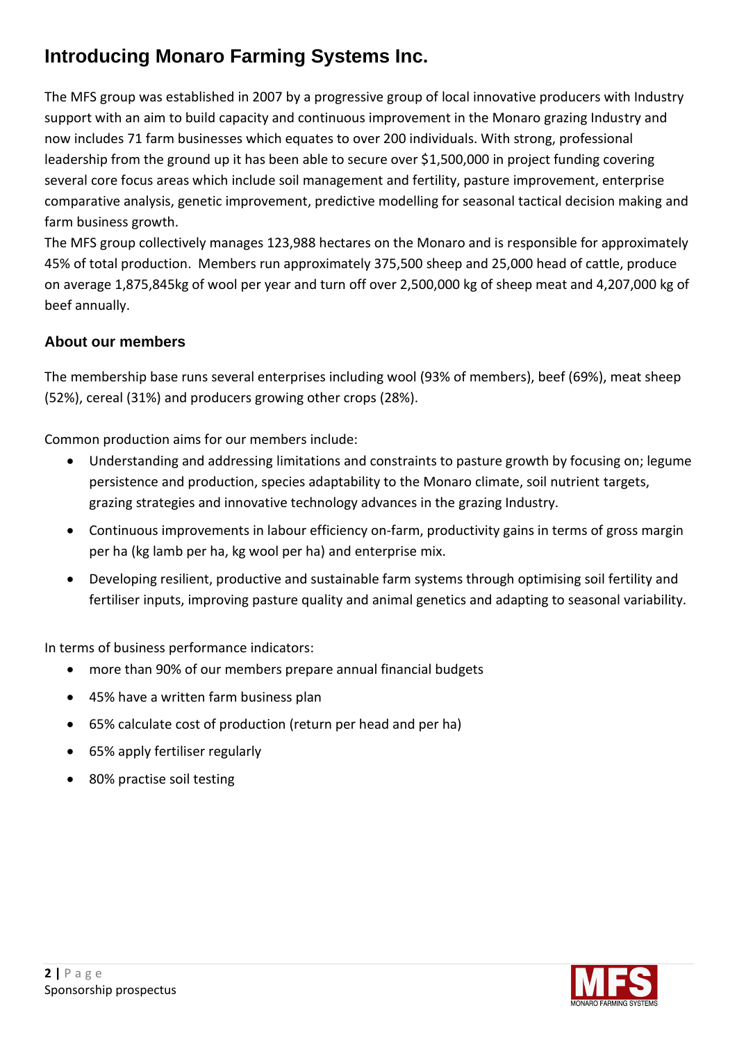# Introducing Monaro Farming Systems Inc.

The MFS group was established in 2007 by a progressive group of local innovative producers with Industry support with an aim to build capacity and continuous improvement in the Monaro grazing Industry and now includes 71 farm businesses which equates to over 200 individuals. With strong, professional leadership from the ground up it has been able to secure over $1,500,000 in project funding covering several core focus areas which include soil management and fertility, pasture improvement, enterprise comparative analysis, genetic improvement, predictive modelling for seasonal tactical decision making and farm business growth.

The MFS group collectively manages 123,988 hectares on the Monaro and is responsible for approximately 45% of total production. Members run approximately 375,500 sheep and 25,000 head of cattle, produce on average 1,875,845kg of wool per year and turn off over 2,500,000 kg of sheep meat and 4,207,000 kg of beef annually.

### About our members

The membership base runs several enterprises including wool (93% of members), beef (69%), meat sheep (52%), cereal (31%) and producers growing other crops (28%).

Common production aims for our members include:

- Understanding and addressing limitations and constraints to pasture growth by focusing on; legume persistence and production, species adaptability to the Monaro climate, soil nutrient targets, grazing strategies and innovative technology advances in the grazing Industry.
- Continuous improvements in labour efficiency on-farm, productivity gains in terms of gross margin per ha (kg lamb per ha, kg wool per ha) and enterprise mix.
- Developing resilient, productive and sustainable farm systems through optimising soil fertility and fertiliser inputs, improving pasture quality and animal genetics and adapting to seasonal variability.

In terms of business performance indicators:

- more than 90% of our members prepare annual financial budgets
- 45% have a written farm business plan
- 65% calculate cost of production (return per head and per ha)
- 65% apply fertiliser regularly
- 80% practise soil testing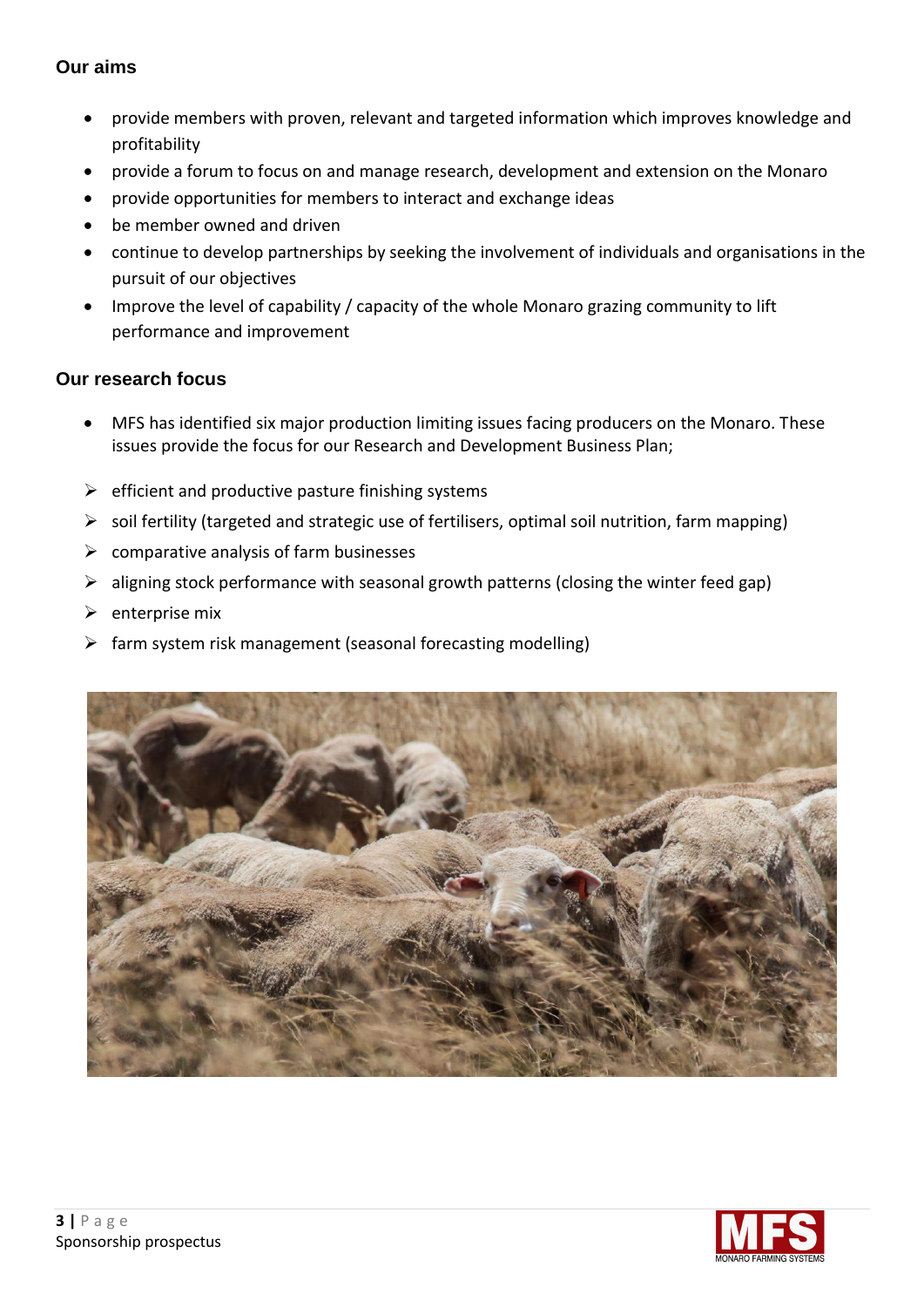## Our aims

- provide members with proven, relevant and targeted information which improves knowledge and profitability
- provide a forum to focus on and manage research, development and extension on the Monaro
- provide opportunities for members to interact and exchange ideas
- be member owned and driven
- continue to develop partnerships by seeking the involvement of individuals and organisations in the pursuit of our objectives
- Improve the level of capability / capacity of the whole Monaro grazing community to lift performance and improvement

## Our research focus

- MFS has identified six major production limiting issues facing producers on the Monaro. These issues provide the focus for our Research and Development Business Plan;

- efficient and productive pasture finishing systems
- soil fertility (targeted and strategic use of fertilisers, optimal soil nutrition, farm mapping)
- comparative analysis of farm businesses
- aligning stock performance with seasonal growth patterns (closing the winter feed gap)
- enterprise mix
- farm system risk management (seasonal forecasting modelling)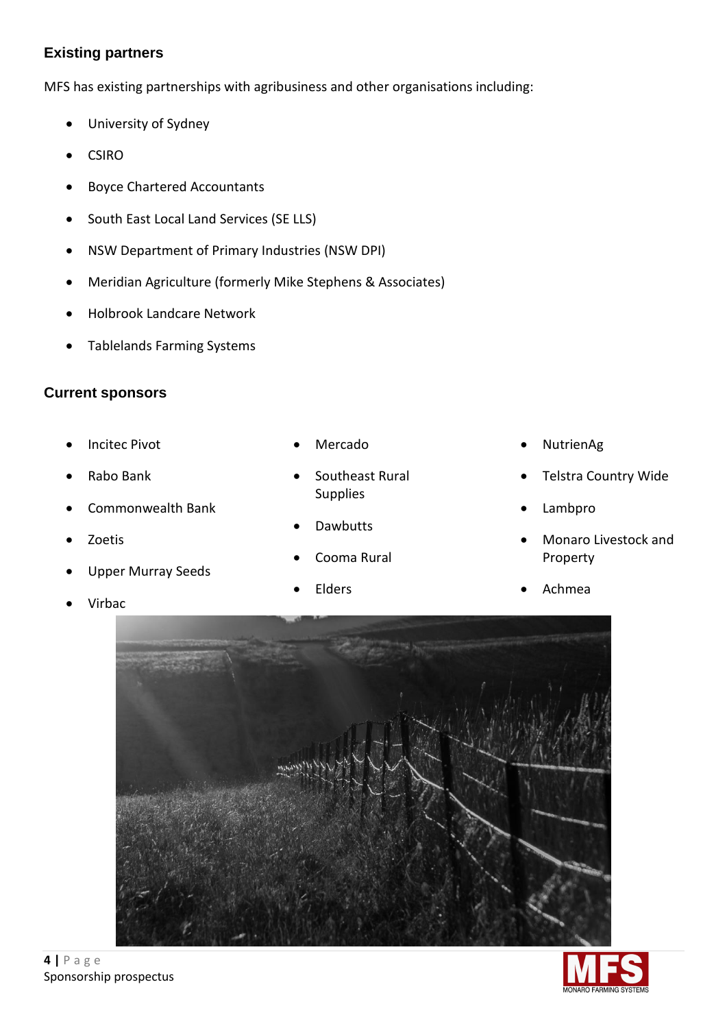## Existing partners

MFS has existing partnerships with agribusiness and other organisations including:

- University of Sydney
- CSIRO
- Boyce Chartered Accountants
- South East Local Land Services (SE LLS)
- NSW Department of Primary Industries (NSW DPI)
- Meridian Agriculture (formerly Mike Stephens & Associates)
- Holbrook Landcare Network
- Tablelands Farming Systems

## Current sponsors

- Incitec Pivot
- Rabo Bank
- Commonwealth Bank
- Zoetis
- Upper Murray Seeds
- Virbac
- Mercado
- Southeast Rural Supplies
- Dawbutts
- Cooma Rural
- Elders
- NutrienAg
- Telstra Country Wide
- Lambpro
- Monaro Livestock and Property
- Achmea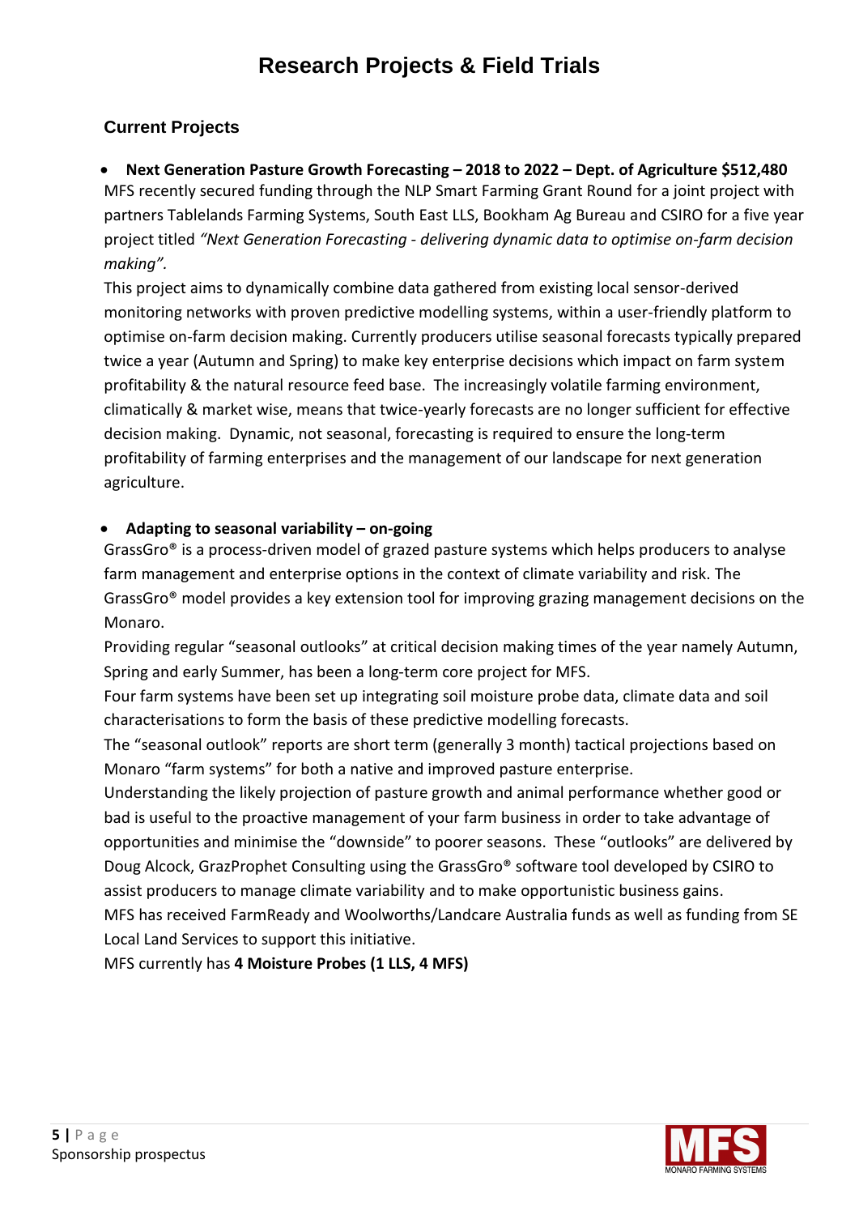# Research Projects & Field Trials

## Current Projects

- **Next Generation Pasture Growth Forecasting – 2018 to 2022 – Dept. of Agriculture $512,480**

MFS recently secured funding through the NLP Smart Farming Grant Round for a joint project with partners Tablelands Farming Systems, South East LLS, Bookham Ag Bureau and CSIRO for a five year project titled *"Next Generation Forecasting - delivering dynamic data to optimise on-farm decision making".*

This project aims to dynamically combine data gathered from existing local sensor-derived monitoring networks with proven predictive modelling systems, within a user-friendly platform to optimise on-farm decision making. Currently producers utilise seasonal forecasts typically prepared twice a year (Autumn and Spring) to make key enterprise decisions which impact on farm system profitability & the natural resource feed base. The increasingly volatile farming environment, climatically & market wise, means that twice-yearly forecasts are no longer sufficient for effective decision making. Dynamic, not seasonal, forecasting is required to ensure the long-term profitability of farming enterprises and the management of our landscape for next generation agriculture.

- **Adapting to seasonal variability – on-going**

GrassGro® is a process-driven model of grazed pasture systems which helps producers to analyse farm management and enterprise options in the context of climate variability and risk. The GrassGro® model provides a key extension tool for improving grazing management decisions on the Monaro.

Providing regular "seasonal outlooks" at critical decision making times of the year namely Autumn, Spring and early Summer, has been a long-term core project for MFS.

Four farm systems have been set up integrating soil moisture probe data, climate data and soil characterisations to form the basis of these predictive modelling forecasts.

The "seasonal outlook" reports are short term (generally 3 month) tactical projections based on Monaro "farm systems" for both a native and improved pasture enterprise.

Understanding the likely projection of pasture growth and animal performance whether good or bad is useful to the proactive management of your farm business in order to take advantage of opportunities and minimise the "downside" to poorer seasons. These "outlooks" are delivered by Doug Alcock, GrazProphet Consulting using the GrassGro® software tool developed by CSIRO to assist producers to manage climate variability and to make opportunistic business gains.

MFS has received FarmReady and Woolworths/Landcare Australia funds as well as funding from SE Local Land Services to support this initiative.

MFS currently has **4 Moisture Probes (1 LLS, 4 MFS)**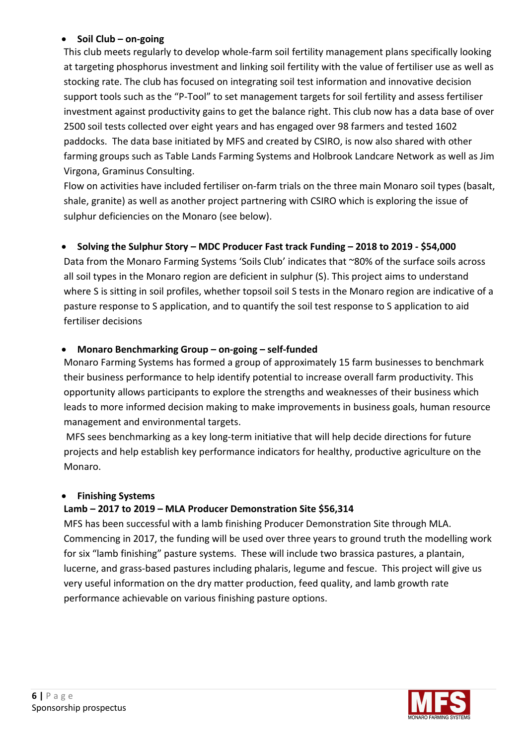- **Soil Club – on-going**

  This club meets regularly to develop whole-farm soil fertility management plans specifically looking at targeting phosphorus investment and linking soil fertility with the value of fertiliser use as well as stocking rate. The club has focused on integrating soil test information and innovative decision support tools such as the "P-Tool" to set management targets for soil fertility and assess fertiliser investment against productivity gains to get the balance right. This club now has a data base of over 2500 soil tests collected over eight years and has engaged over 98 farmers and tested 1602 paddocks. The data base initiated by MFS and created by CSIRO, is now also shared with other farming groups such as Table Lands Farming Systems and Holbrook Landcare Network as well as Jim Virgona, Graminus Consulting.

  Flow on activities have included fertiliser on-farm trials on the three main Monaro soil types (basalt, shale, granite) as well as another project partnering with CSIRO which is exploring the issue of sulphur deficiencies on the Monaro (see below).

- **Solving the Sulphur Story – MDC Producer Fast track Funding – 2018 to 2019 - $54,000**

  Data from the Monaro Farming Systems 'Soils Club' indicates that ~80% of the surface soils across all soil types in the Monaro region are deficient in sulphur (S). This project aims to understand where S is sitting in soil profiles, whether topsoil soil S tests in the Monaro region are indicative of a pasture response to S application, and to quantify the soil test response to S application to aid fertiliser decisions

- **Monaro Benchmarking Group – on-going – self-funded**

  Monaro Farming Systems has formed a group of approximately 15 farm businesses to benchmark their business performance to help identify potential to increase overall farm productivity. This opportunity allows participants to explore the strengths and weaknesses of their business which leads to more informed decision making to make improvements in business goals, human resource management and environmental targets.

  MFS sees benchmarking as a key long-term initiative that will help decide directions for future projects and help establish key performance indicators for healthy, productive agriculture on the Monaro.

- **Finishing Systems**

  **Lamb – 2017 to 2019 – MLA Producer Demonstration Site $56,314**

  MFS has been successful with a lamb finishing Producer Demonstration Site through MLA. Commencing in 2017, the funding will be used over three years to ground truth the modelling work for six "lamb finishing" pasture systems. These will include two brassica pastures, a plantain, lucerne, and grass-based pastures including phalaris, legume and fescue. This project will give us very useful information on the dry matter production, feed quality, and lamb growth rate performance achievable on various finishing pasture options.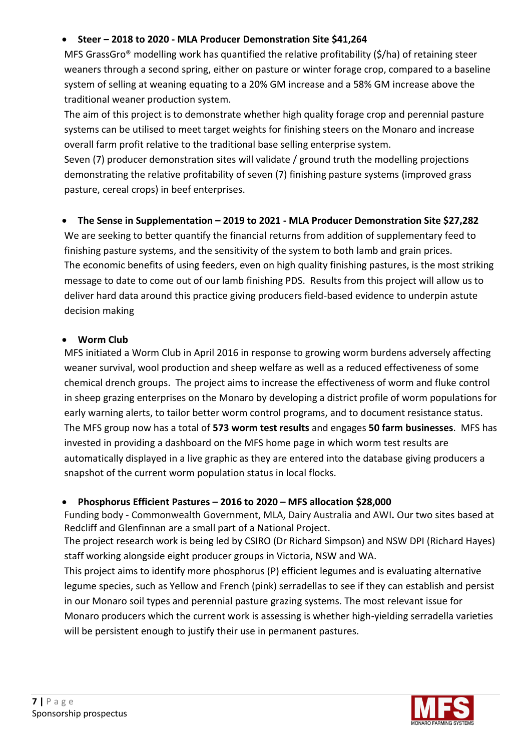- **Steer – 2018 to 2020 - MLA Producer Demonstration Site $41,264**

  MFS GrassGro® modelling work has quantified the relative profitability ($/ha) of retaining steer weaners through a second spring, either on pasture or winter forage crop, compared to a baseline system of selling at weaning equating to a 20% GM increase and a 58% GM increase above the traditional weaner production system.

  The aim of this project is to demonstrate whether high quality forage crop and perennial pasture systems can be utilised to meet target weights for finishing steers on the Monaro and increase overall farm profit relative to the traditional base selling enterprise system.

  Seven (7) producer demonstration sites will validate / ground truth the modelling projections demonstrating the relative profitability of seven (7) finishing pasture systems (improved grass pasture, cereal crops) in beef enterprises.

- **The Sense in Supplementation – 2019 to 2021 - MLA Producer Demonstration Site $27,282**

  We are seeking to better quantify the financial returns from addition of supplementary feed to finishing pasture systems, and the sensitivity of the system to both lamb and grain prices.

  The economic benefits of using feeders, even on high quality finishing pastures, is the most striking message to date to come out of our lamb finishing PDS. Results from this project will allow us to deliver hard data around this practice giving producers field-based evidence to underpin astute decision making

- **Worm Club**

  MFS initiated a Worm Club in April 2016 in response to growing worm burdens adversely affecting weaner survival, wool production and sheep welfare as well as a reduced effectiveness of some chemical drench groups. The project aims to increase the effectiveness of worm and fluke control in sheep grazing enterprises on the Monaro by developing a district profile of worm populations for early warning alerts, to tailor better worm control programs, and to document resistance status. The MFS group now has a total of **573 worm test results** and engages **50 farm businesses**. MFS has invested in providing a dashboard on the MFS home page in which worm test results are automatically displayed in a live graphic as they are entered into the database giving producers a snapshot of the current worm population status in local flocks.

- **Phosphorus Efficient Pastures – 2016 to 2020 – MFS allocation $28,000**

  Funding body - Commonwealth Government, MLA, Dairy Australia and AWI**.** Our two sites based at Redcliff and Glenfinnan are a small part of a National Project.

  The project research work is being led by CSIRO (Dr Richard Simpson) and NSW DPI (Richard Hayes) staff working alongside eight producer groups in Victoria, NSW and WA.

  This project aims to identify more phosphorus (P) efficient legumes and is evaluating alternative legume species, such as Yellow and French (pink) serradellas to see if they can establish and persist in our Monaro soil types and perennial pasture grazing systems. The most relevant issue for Monaro producers which the current work is assessing is whether high-yielding serradella varieties will be persistent enough to justify their use in permanent pastures.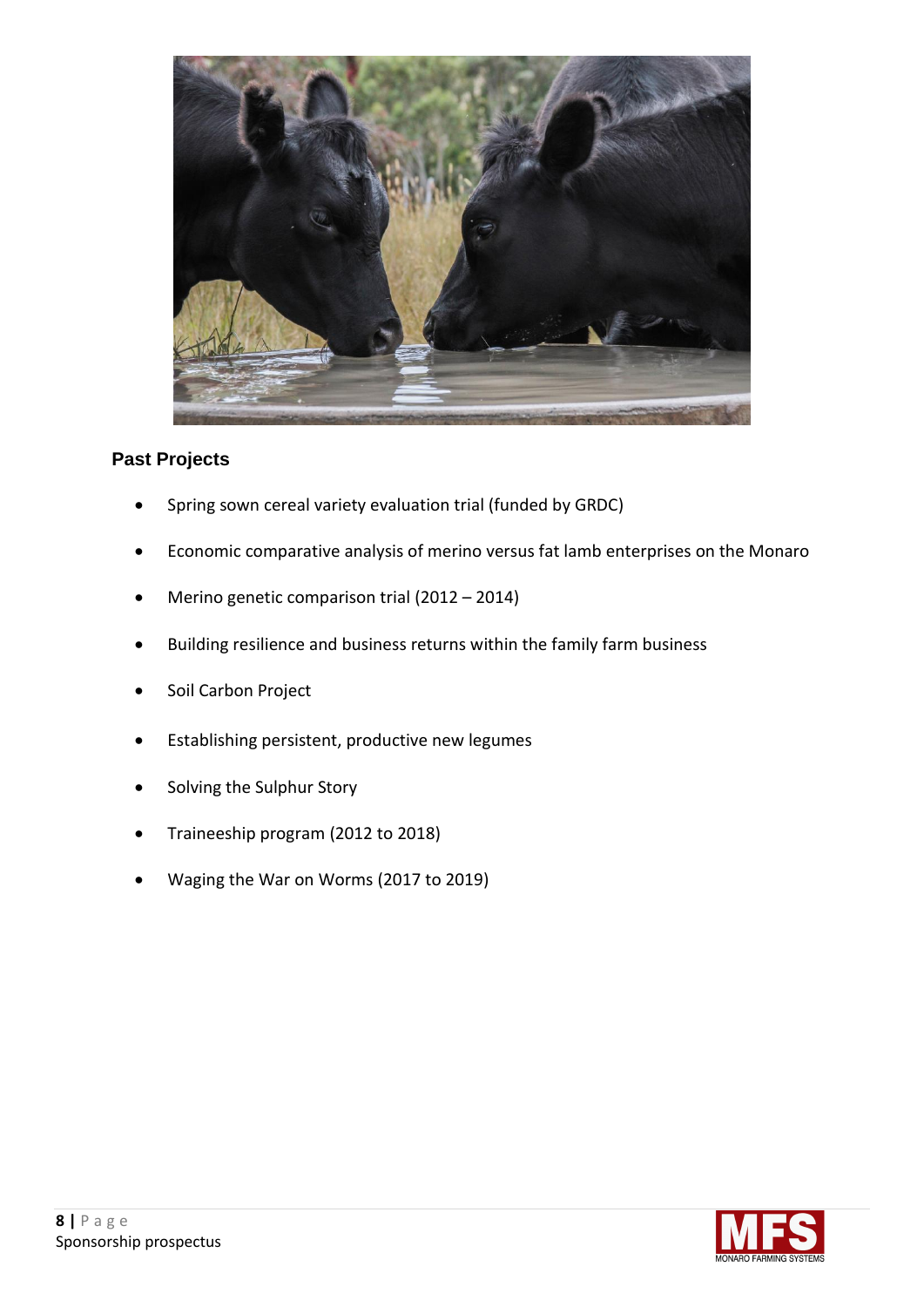## Past Projects

- Spring sown cereal variety evaluation trial (funded by GRDC)
- Economic comparative analysis of merino versus fat lamb enterprises on the Monaro
- Merino genetic comparison trial (2012 – 2014)
- Building resilience and business returns within the family farm business
- Soil Carbon Project
- Establishing persistent, productive new legumes
- Solving the Sulphur Story
- Traineeship program (2012 to 2018)
- Waging the War on Worms (2017 to 2019)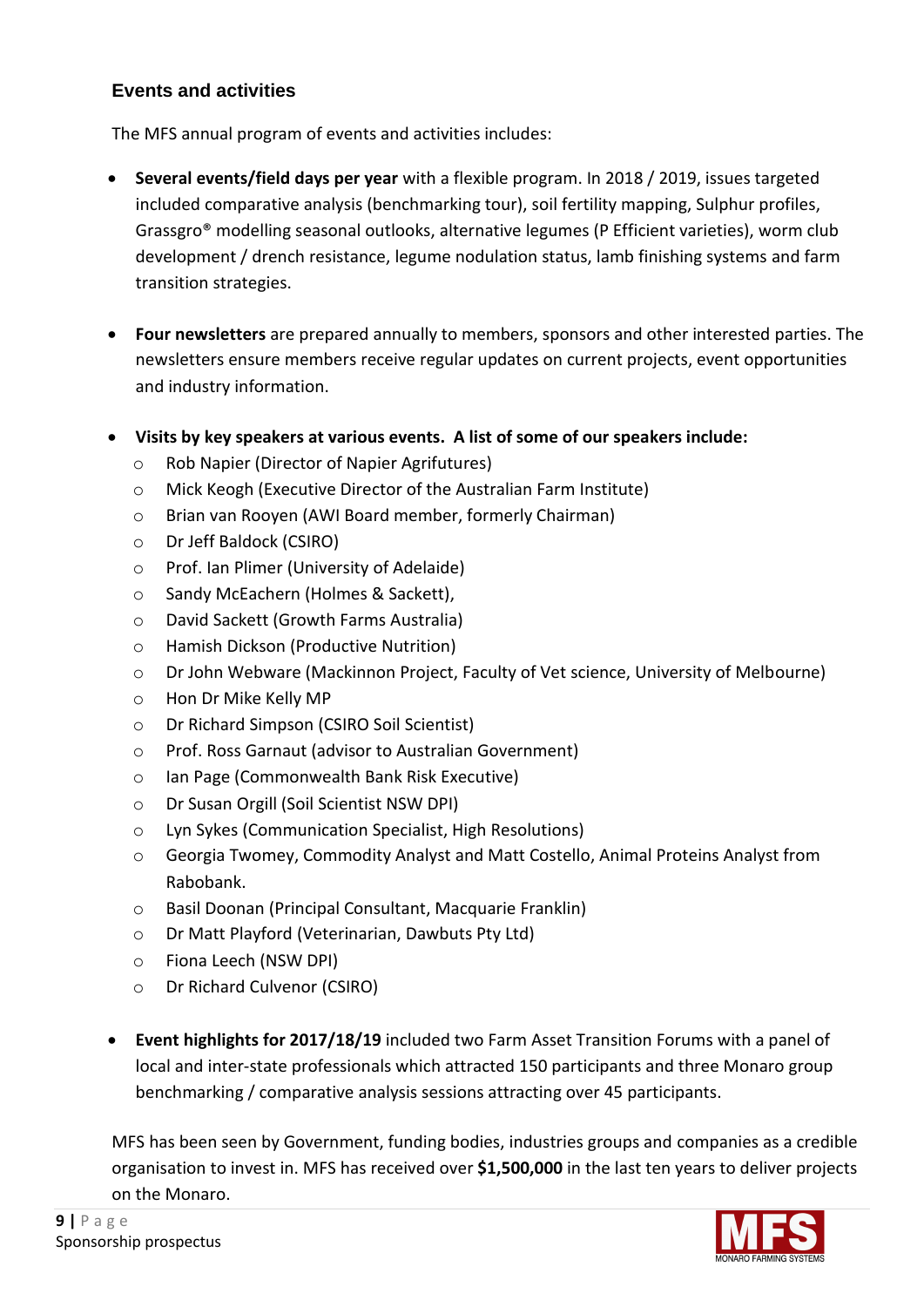## Events and activities

The MFS annual program of events and activities includes:

- **Several events/field days per year** with a flexible program. In 2018 / 2019, issues targeted included comparative analysis (benchmarking tour), soil fertility mapping, Sulphur profiles, Grassgro® modelling seasonal outlooks, alternative legumes (P Efficient varieties), worm club development / drench resistance, legume nodulation status, lamb finishing systems and farm transition strategies.

- **Four newsletters** are prepared annually to members, sponsors and other interested parties. The newsletters ensure members receive regular updates on current projects, event opportunities and industry information.

- **Visits by key speakers at various events. A list of some of our speakers include:**
    - Rob Napier (Director of Napier Agrifutures)
    - Mick Keogh (Executive Director of the Australian Farm Institute)
    - Brian van Rooyen (AWI Board member, formerly Chairman)
    - Dr Jeff Baldock (CSIRO)
    - Prof. Ian Plimer (University of Adelaide)
    - Sandy McEachern (Holmes & Sackett),
    - David Sackett (Growth Farms Australia)
    - Hamish Dickson (Productive Nutrition)
    - Dr John Webware (Mackinnon Project, Faculty of Vet science, University of Melbourne)
    - Hon Dr Mike Kelly MP
    - Dr Richard Simpson (CSIRO Soil Scientist)
    - Prof. Ross Garnaut (advisor to Australian Government)
    - Ian Page (Commonwealth Bank Risk Executive)
    - Dr Susan Orgill (Soil Scientist NSW DPI)
    - Lyn Sykes (Communication Specialist, High Resolutions)
    - Georgia Twomey, Commodity Analyst and Matt Costello, Animal Proteins Analyst from Rabobank.
    - Basil Doonan (Principal Consultant, Macquarie Franklin)
    - Dr Matt Playford (Veterinarian, Dawbuts Pty Ltd)
    - Fiona Leech (NSW DPI)
    - Dr Richard Culvenor (CSIRO)

- **Event highlights for 2017/18/19** included two Farm Asset Transition Forums with a panel of local and inter-state professionals which attracted 150 participants and three Monaro group benchmarking / comparative analysis sessions attracting over 45 participants.

MFS has been seen by Government, funding bodies, industries groups and companies as a credible organisation to invest in. MFS has received over **$1,500,000** in the last ten years to deliver projects on the Monaro.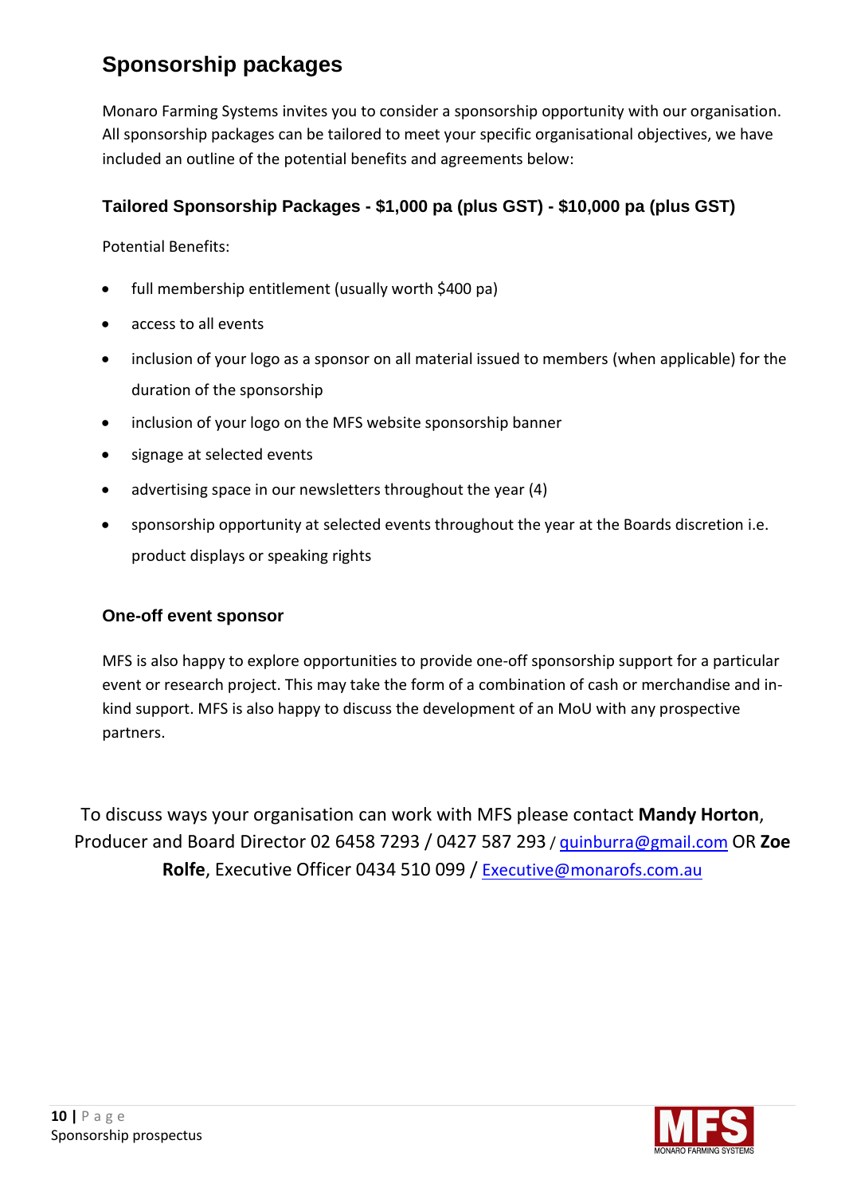## Sponsorship packages

Monaro Farming Systems invites you to consider a sponsorship opportunity with our organisation. All sponsorship packages can be tailored to meet your specific organisational objectives, we have included an outline of the potential benefits and agreements below:

### Tailored Sponsorship Packages - $1,000 pa (plus GST) - $10,000 pa (plus GST)

Potential Benefits:

- full membership entitlement (usually worth $400 pa)
- access to all events
- inclusion of your logo as a sponsor on all material issued to members (when applicable) for the duration of the sponsorship
- inclusion of your logo on the MFS website sponsorship banner
- signage at selected events
- advertising space in our newsletters throughout the year (4)
- sponsorship opportunity at selected events throughout the year at the Boards discretion i.e. product displays or speaking rights

### One-off event sponsor

MFS is also happy to explore opportunities to provide one-off sponsorship support for a particular event or research project. This may take the form of a combination of cash or merchandise and in-kind support. MFS is also happy to discuss the development of an MoU with any prospective partners.

To discuss ways your organisation can work with MFS please contact **Mandy Horton**, Producer and Board Director 02 6458 7293 / 0427 587 293 / quinburra@gmail.com OR **Zoe Rolfe**, Executive Officer 0434 510 099 / Executive@monarofs.com.au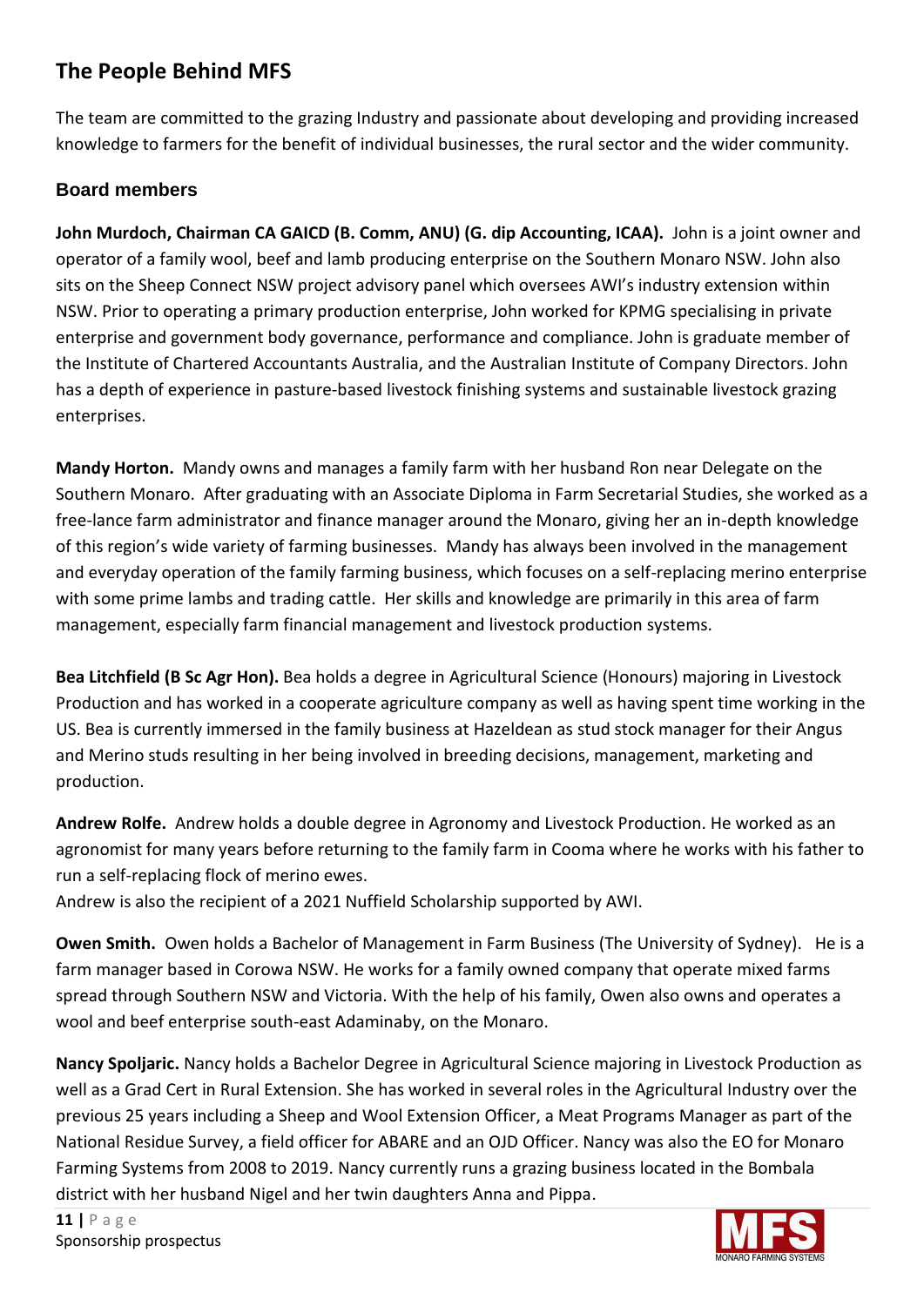## The People Behind MFS

The team are committed to the grazing Industry and passionate about developing and providing increased knowledge to farmers for the benefit of individual businesses, the rural sector and the wider community.

### Board members

**John Murdoch, Chairman CA GAICD (B. Comm, ANU) (G. dip Accounting, ICAA).** John is a joint owner and operator of a family wool, beef and lamb producing enterprise on the Southern Monaro NSW. John also sits on the Sheep Connect NSW project advisory panel which oversees AWI's industry extension within NSW. Prior to operating a primary production enterprise, John worked for KPMG specialising in private enterprise and government body governance, performance and compliance. John is graduate member of the Institute of Chartered Accountants Australia, and the Australian Institute of Company Directors. John has a depth of experience in pasture-based livestock finishing systems and sustainable livestock grazing enterprises.

**Mandy Horton.** Mandy owns and manages a family farm with her husband Ron near Delegate on the Southern Monaro. After graduating with an Associate Diploma in Farm Secretarial Studies, she worked as a free-lance farm administrator and finance manager around the Monaro, giving her an in-depth knowledge of this region's wide variety of farming businesses. Mandy has always been involved in the management and everyday operation of the family farming business, which focuses on a self-replacing merino enterprise with some prime lambs and trading cattle. Her skills and knowledge are primarily in this area of farm management, especially farm financial management and livestock production systems.

**Bea Litchfield (B Sc Agr Hon).** Bea holds a degree in Agricultural Science (Honours) majoring in Livestock Production and has worked in a cooperate agriculture company as well as having spent time working in the US. Bea is currently immersed in the family business at Hazeldean as stud stock manager for their Angus and Merino studs resulting in her being involved in breeding decisions, management, marketing and production.

**Andrew Rolfe.** Andrew holds a double degree in Agronomy and Livestock Production. He worked as an agronomist for many years before returning to the family farm in Cooma where he works with his father to run a self-replacing flock of merino ewes.
Andrew is also the recipient of a 2021 Nuffield Scholarship supported by AWI.

**Owen Smith.** Owen holds a Bachelor of Management in Farm Business (The University of Sydney). He is a farm manager based in Corowa NSW. He works for a family owned company that operate mixed farms spread through Southern NSW and Victoria. With the help of his family, Owen also owns and operates a wool and beef enterprise south-east Adaminaby, on the Monaro.

**Nancy Spoljaric.** Nancy holds a Bachelor Degree in Agricultural Science majoring in Livestock Production as well as a Grad Cert in Rural Extension. She has worked in several roles in the Agricultural Industry over the previous 25 years including a Sheep and Wool Extension Officer, a Meat Programs Manager as part of the National Residue Survey, a field officer for ABARE and an OJD Officer. Nancy was also the EO for Monaro Farming Systems from 2008 to 2019. Nancy currently runs a grazing business located in the Bombala district with her husband Nigel and her twin daughters Anna and Pippa.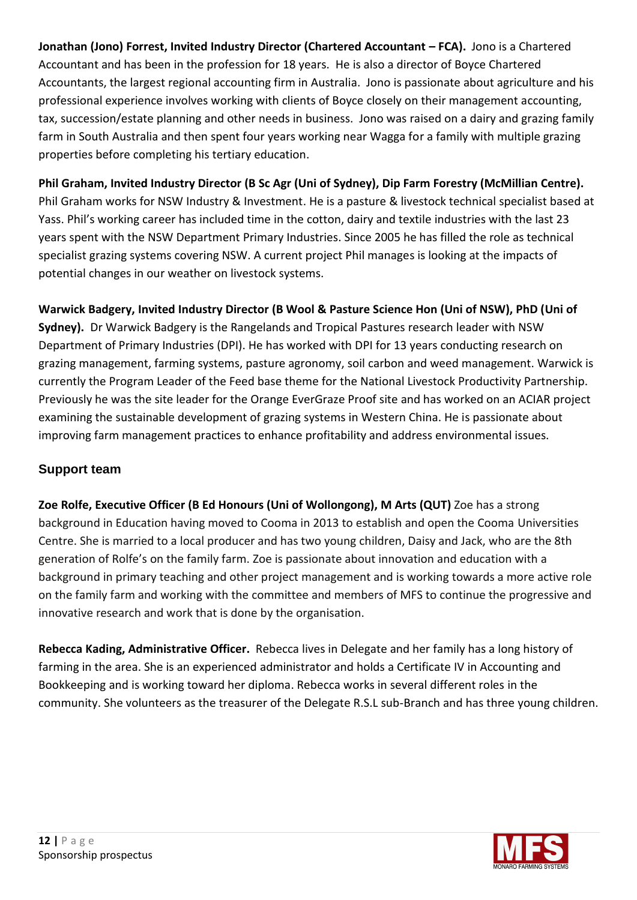**Jonathan (Jono) Forrest, Invited Industry Director (Chartered Accountant – FCA).** Jono is a Chartered Accountant and has been in the profession for 18 years. He is also a director of Boyce Chartered Accountants, the largest regional accounting firm in Australia. Jono is passionate about agriculture and his professional experience involves working with clients of Boyce closely on their management accounting, tax, succession/estate planning and other needs in business. Jono was raised on a dairy and grazing family farm in South Australia and then spent four years working near Wagga for a family with multiple grazing properties before completing his tertiary education.

**Phil Graham, Invited Industry Director (B Sc Agr (Uni of Sydney), Dip Farm Forestry (McMillian Centre).** Phil Graham works for NSW Industry & Investment. He is a pasture & livestock technical specialist based at Yass. Phil's working career has included time in the cotton, dairy and textile industries with the last 23 years spent with the NSW Department Primary Industries. Since 2005 he has filled the role as technical specialist grazing systems covering NSW. A current project Phil manages is looking at the impacts of potential changes in our weather on livestock systems.

**Warwick Badgery, Invited Industry Director (B Wool & Pasture Science Hon (Uni of NSW), PhD (Uni of Sydney).** Dr Warwick Badgery is the Rangelands and Tropical Pastures research leader with NSW Department of Primary Industries (DPI). He has worked with DPI for 13 years conducting research on grazing management, farming systems, pasture agronomy, soil carbon and weed management. Warwick is currently the Program Leader of the Feed base theme for the National Livestock Productivity Partnership. Previously he was the site leader for the Orange EverGraze Proof site and has worked on an ACIAR project examining the sustainable development of grazing systems in Western China. He is passionate about improving farm management practices to enhance profitability and address environmental issues.

## Support team

**Zoe Rolfe, Executive Officer (B Ed Honours (Uni of Wollongong), M Arts (QUT)** Zoe has a strong background in Education having moved to Cooma in 2013 to establish and open the Cooma Universities Centre. She is married to a local producer and has two young children, Daisy and Jack, who are the 8th generation of Rolfe's on the family farm. Zoe is passionate about innovation and education with a background in primary teaching and other project management and is working towards a more active role on the family farm and working with the committee and members of MFS to continue the progressive and innovative research and work that is done by the organisation.

**Rebecca Kading, Administrative Officer.** Rebecca lives in Delegate and her family has a long history of farming in the area. She is an experienced administrator and holds a Certificate IV in Accounting and Bookkeeping and is working toward her diploma. Rebecca works in several different roles in the community. She volunteers as the treasurer of the Delegate R.S.L sub-Branch and has three young children.